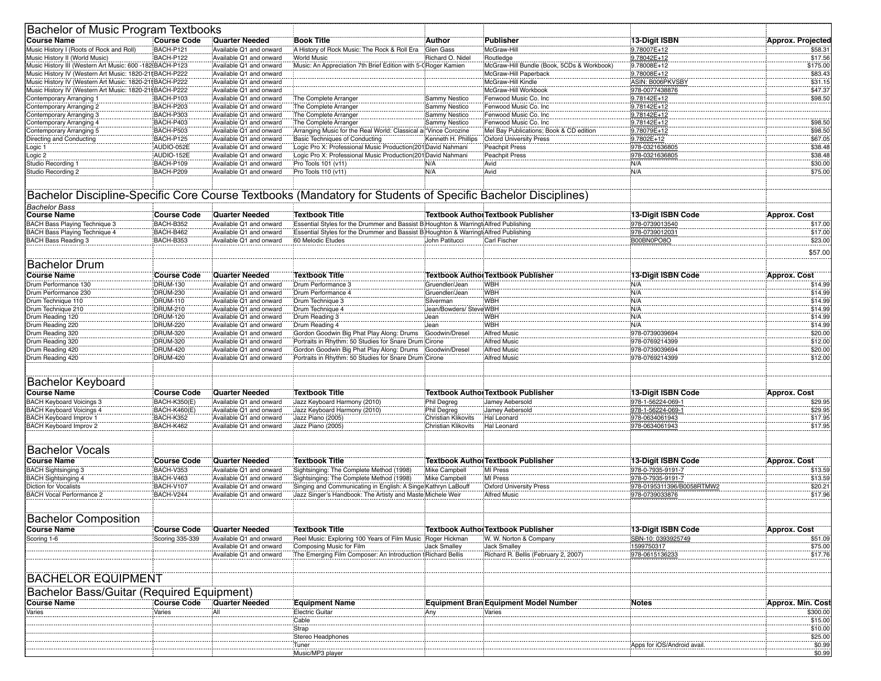## Bachelor of Music Program Textbooks

| Course Name | Course Code | Quarter Needed | Book Title | Author | Publisher | 13-Digit ISBN | Approx. Projected |
|---|---|---|---|---|---|---|---|
| Music History I (Roots of Rock and Roll) | BACH-P121 | Available Q1 and onward | A History of Rock Music: The Rock & Roll Era | Glen Gass | McGraw-Hill | 9.78007E+12 | $58.31 |
| Music History II (World Music) | BACH-P122 | Available Q1 and onward | World Music | Richard O. Nidel | Routledge | 9.78042E+12 | $17.56 |
| Music History III (Western Art Music: 600 -182 | BACH-P123 | Available Q1 and onward | Music: An Appreciation 7th Brief Edition with 5-( | Roger Kamien | McGraw-Hill Bundle (Book, 5CDs & Workbook) | 9.78008E+12 | $175.00 |
| Music History IV (Western Art Music: 1820-21 | BACH-P222 | Available Q1 and onward | | | McGraw-Hill Paperback | 9.78008E+12 | $83.43 |
| Music History IV (Western Art Music: 1820-21 | BACH-P222 | Available Q1 and onward | | | McGraw-Hill Kindle | ASIN: B006PKVSBY | $31.15 |
| Music History IV (Western Art Music: 1820-21 | BACH-P222 | Available Q1 and onward | | | McGraw-Hill Workbook | 978-0077438876 | $47.37 |
| Contemporary Arranging 1 | BACH-P103 | Available Q1 and onward | The Complete Arranger | Sammy Nestico | Fenwood Music Co. Inc | 9.78142E+12 | $98.50 |
| Contemporary Arranging 2 | BACH-P203 | Available Q1 and onward | The Complete Arranger | Sammy Nestico | Fenwood Music Co. Inc | 9.78142E+12 | |
| Contemporary Arranging 3 | BACH-P303 | Available Q1 and onward | The Complete Arranger | Sammy Nestico | Fenwood Music Co. Inc | 9.78142E+12 | |
| Contemporary Arranging 4 | BACH-P403 | Available Q1 and onward | The Complete Arranger | Sammy Nestico | Fenwood Music Co. Inc | 9.78142E+12 | $98.50 |
| Contemporary Arranging 5 | BACH-P503 | Available Q1 and onward | Arranging Music for the Real World: Classical a | "Vince Corozine | Mel Bay Publications; Book & CD edition | 9.78079E+12 | $98.50 |
| Directing and Conducting | BACH-P125 | Available Q1 and onward | Basic Techniques of Conducting | Kenneth H. Phillips | Oxford University Press | 9.7802E+12 | $67.05 |
| Logic 1 | AUDIO-052E | Available Q1 and onward | Logic Pro X: Professional Music Production(201 | David Nahmani | Peachpit Press | 978-0321636805 | $38.48 |
| Logic 2 | AUDIO-152E | Available Q1 and onward | Logic Pro X: Professional Music Production(201 | David Nahmani | Peachpit Press | 978-0321636805 | $38.48 |
| Studio Recording 1 | BACH-P109 | Available Q1 and onward | Pro Tools 101 (v11) | N/A | Avid | N/A | $30.00 |
| Studio Recording 2 | BACH-P209 | Available Q1 and onward | Pro Tools 110 (v11) | N/A | Avid | N/A | $75.00 |

## Bachelor Discipline-Specific Core Course Textbooks (Mandatory for Students of Specific Bachelor Disciplines)

*Bachelor Bass*

| Course Name | Course Code | Quarter Needed | Textbook Title | Textbook Author | Textbook Publisher | 13-Digit ISBN Code | Approx. Cost |
|---|---|---|---|---|---|---|---|
| BACH Bass Playing Technique 3 | BACH-B352 | Available Q1 and onward | Essential Styles for the Drummer and Bassist B | Houghton & Warringt | Alfred Publishing | 978-0739013540 | $17.00 |
| BACH Bass Playing Technique 4 | BACH-B462 | Available Q1 and onward | Essential Styles for the Drummer and Bassist B | Houghton & Warringt | Alfred Publishing | 978-0739012031 | $17.00 |
| BACH Bass Reading 3 | BACH-B353 | Available Q1 and onward | 60 Melodic Etudes | John Patitucci | Carl Fischer | B00BN0PO8O | $23.00 |
| | | | | | | | $57.00 |

### Bachelor Drum

| Course Name | Course Code | Quarter Needed | Textbook Title | Textbook Author | Textbook Publisher | 13-Digit ISBN Code | Approx. Cost |
|---|---|---|---|---|---|---|---|
| Drum Performance 130 | DRUM-130 | Available Q1 and onward | Drum Performance 3 | Gruendler/Jean | WBH | N/A | $14.99 |
| Drum Performance 230 | DRUM-230 | Available Q1 and onward | Drum Performance 4 | Gruendler/Jean | WBH | N/A | $14.99 |
| Drum Technique 110 | DRUM-110 | Available Q1 and onward | Drum Technique 3 | Silverman | WBH | N/A | $14.99 |
| Drum Technique 210 | DRUM-210 | Available Q1 and onward | Drum Technique 4 | Jean/Bowders/ Steve | WBH | N/A | $14.99 |
| Drum Reading 120 | DRUM-120 | Available Q1 and onward | Drum Reading 3 | Jean | WBH | N/A | $14.99 |
| Drum Reading 220 | DRUM-220 | Available Q1 and onward | Drum Reading 4 | Jean | WBH | N/A | $14.99 |
| Drum Reading 320 | DRUM-320 | Available Q1 and onward | Gordon Goodwin Big Phat Play Along: Drums | Goodwin/Dresel | Alfred Music | 978-0739039694 | $20.00 |
| Drum Reading 320 | DRUM-320 | Available Q1 and onward | Portraits in Rhythm: 50 Studies for Snare Drum | Cirone | Alfred Music | 978-0769214399 | $12.00 |
| Drum Reading 420 | DRUM-420 | Available Q1 and onward | Gordon Goodwin Big Phat Play Along: Drums | Goodwin/Dresel | Alfred Music | 978-0739039694 | $20.00 |
| Drum Reading 420 | DRUM-420 | Available Q1 and onward | Portraits in Rhythm: 50 Studies for Snare Drum | Cirone | Alfred Music | 978-0769214399 | $12.00 |

### Bachelor Keyboard

| Course Name | Course Code | Quarter Needed | Textbook Title | Textbook Author | Textbook Publisher | 13-Digit ISBN Code | Approx. Cost |
|---|---|---|---|---|---|---|---|
| BACH Keyboard Voicings 3 | BACH-K350(E) | Available Q1 and onward | Jazz Keyboard Harmony (2010) | Phil Degreg | Jamey Aebersold | 978-1-56224-069-1 | $29.95 |
| BACH Keyboard Voicings 4 | BACH-K460(E) | Available Q1 and onward | Jazz Keyboard Harmony (2010) | Phil Degreg | Jamey Aebersold | 978-1-56224-069-1 | $29.95 |
| BACH Keyboard Improv 1 | BACH-K352 | Available Q1 and onward | Jazz Piano (2005) | Christian Klikovits | Hal Leonard | 978-0634061943 | $17.95 |
| BACH Keyboard Improv 2 | BACH-K462 | Available Q1 and onward | Jazz Piano (2005) | Christian Klikovits | Hal Leonard | 978-0634061943 | $17.95 |

### Bachelor Vocals

| Course Name | Course Code | Quarter Needed | Textbook Title | Textbook Author | Textbook Publisher | 13-Digit ISBN Code | Approx. Cost |
|---|---|---|---|---|---|---|---|
| BACH Sightsinging 3 | BACH-V353 | Available Q1 and onward | Sightsinging: The Complete Method (1998) | Mike Campbell | MI Press | 978-0-7935-9191-7 | $13.59 |
| BACH Sightsinging 4 | BACH-V463 | Available Q1 and onward | Sightsinging: The Complete Method (1998) | Mike Campbell | MI Press | 978-0-7935-9191-7 | $13.59 |
| Diction for Vocalists | BACH-V107 | Available Q1 and onward | Singing and Communicating in English: A Singe | Kathryn LaBouff | Oxford University Press | 978-0195311396/B0058RTMW2 | $20.21 |
| BACH Vocal Performance 2 | BACH-V244 | Available Q1 and onward | Jazz Singer's Handbook: The Artisty and Maste | Michele Weir | Alfred Music | 978-0739033876 | $17.96 |

### Bachelor Composition

| Course Name | Course Code | Quarter Needed | Textbook Title | Textbook Author | Textbook Publisher | 13-Digit ISBN Code | Approx. Cost |
|---|---|---|---|---|---|---|---|
| Scoring 1-6 | Scoring 335-339 | Available Q1 and onward | Reel Music: Exploring 100 Years of Film Music | Roger Hickman | W. W. Norton & Company | SBN-10: 0393925749 | $51.09 |
| | | Available Q1 and onward | Composing Music for Film | Jack Smalley | Jack Smalley | 1599750317 | $75.00 |
| | | Available Q1 and onward | The Emerging Film Composer: An Introduction t | Richard Bellis | Richard R. Bellis (February 2, 2007) | 978-0615136233 | $17.76 |

## BACHELOR EQUIPMENT

### Bachelor Bass/Guitar (Required Equipment)

| Course Name | Course Code | Quarter Needed | Equipment Name | Equipment Bran | Equipment Model Number | Notes | Approx. Min. Cost |
|---|---|---|---|---|---|---|---|
| Varies | Varies | All | Electric Guitar | Any | Varies | | $300.00 |
| | | | Cable | | | | $15.00 |
| | | | Strap | | | | $10.00 |
| | | | Stereo Headphones | | | | $25.00 |
| | | | Tuner | | | Apps for iOS/Android avail. | $0.99 |
| | | | Music/MP3 player | | | | $0.99 |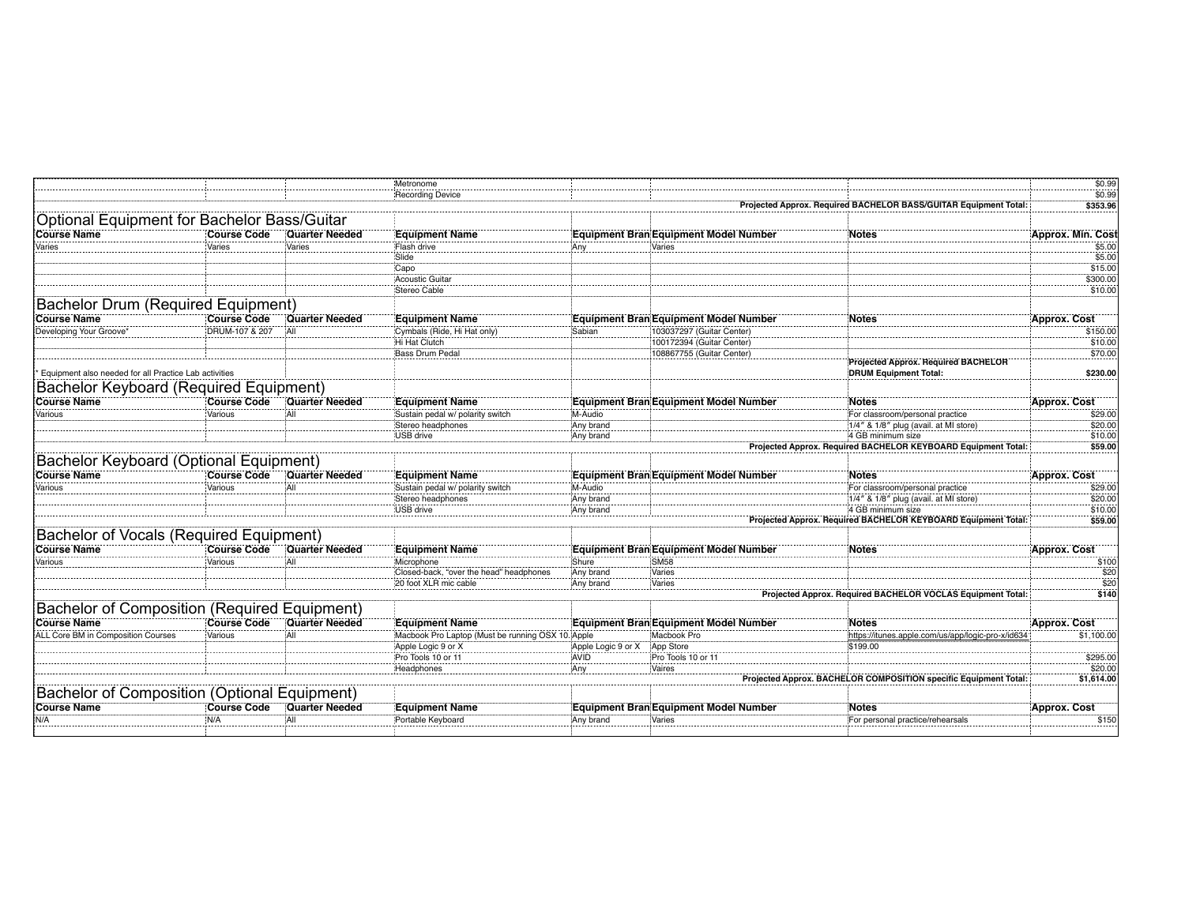| | | | | | | | |
|---|---|---|---|---|---|---|---|
| | | | Metronome | | | | $0.99 |
| | | | Recording Device | | | | $0.99 |
| | | | | | | Projected Approx. Required BACHELOR BASS/GUITAR Equipment Total: | $353.96 |

## Optional Equipment for Bachelor Bass/Guitar

| Course Name | Course Code | Quarter Needed | Equipment Name | Equipment Bran | Equipment Model Number | Notes | Approx. Min. Cost |
|---|---|---|---|---|---|---|---|
| Varies | Varies | Varies | Flash drive | Any | Varies | | $5.00 |
| | | | Slide | | | | $5.00 |
| | | | Capo | | | | $15.00 |
| | | | Acoustic Guitar | | | | $300.00 |
| | | | Stereo Cable | | | | $10.00 |

## Bachelor Drum (Required Equipment)

| Course Name | Course Code | Quarter Needed | Equipment Name | Equipment Bran | Equipment Model Number | Notes | Approx. Cost |
|---|---|---|---|---|---|---|---|
| Developing Your Groove* | DRUM-107 & 207 | All | Cymbals (Ride, Hi Hat only) | Sabian | 103037297 (Guitar Center) | | $150.00 |
| | | | Hi Hat Clutch | | 100172394 (Guitar Center) | | $10.00 |
| | | | Bass Drum Pedal | | 108867755 (Guitar Center) | | $70.00 |
| * Equipment also needed for all Practice Lab activities | | | | | | Projected Approx. Required BACHELOR DRUM Equipment Total: | $230.00 |

## Bachelor Keyboard (Required Equipment)

| Course Name | Course Code | Quarter Needed | Equipment Name | Equipment Bran | Equipment Model Number | Notes | Approx. Cost |
|---|---|---|---|---|---|---|---|
| Various | Various | All | Sustain pedal w/ polarity switch | M-Audio | | For classroom/personal practice | $29.00 |
| | | | Stereo headphones | Any brand | | 1/4" & 1/8" plug (avail. at MI store) | $20.00 |
| | | | USB drive | Any brand | | 4 GB minimum size | $10.00 |
| | | | | | | Projected Approx. Required BACHELOR KEYBOARD Equipment Total: | $59.00 |

## Bachelor Keyboard (Optional Equipment)

| Course Name | Course Code | Quarter Needed | Equipment Name | Equipment Bran | Equipment Model Number | Notes | Approx. Cost |
|---|---|---|---|---|---|---|---|
| Various | Various | All | Sustain pedal w/ polarity switch | M-Audio | | For classroom/personal practice | $29.00 |
| | | | Stereo headphones | Any brand | | 1/4" & 1/8" plug (avail. at MI store) | $20.00 |
| | | | USB drive | Any brand | | 4 GB minimum size | $10.00 |
| | | | | | | Projected Approx. Required BACHELOR KEYBOARD Equipment Total: | $59.00 |

## Bachelor of Vocals (Required Equipment)

| Course Name | Course Code | Quarter Needed | Equipment Name | Equipment Bran | Equipment Model Number | Notes | Approx. Cost |
|---|---|---|---|---|---|---|---|
| Various | Various | All | Microphone | Shure | SM58 | | $100 |
| | | | Closed-back, "over the head" headphones | Any brand | Varies | | $20 |
| | | | 20 foot XLR mic cable | Any brand | Varies | | $20 |
| | | | | | | Projected Approx. Required BACHELOR VOCLAS Equipment Total: | $140 |

## Bachelor of Composition (Required Equipment)

| Course Name | Course Code | Quarter Needed | Equipment Name | Equipment Bran | Equipment Model Number | Notes | Approx. Cost |
|---|---|---|---|---|---|---|---|
| ALL Core BM in Composition Courses | Various | All | Macbook Pro Laptop (Must be running OSX 10. | Apple | Macbook Pro | https://itunes.apple.com/us/app/logic-pro-x/id634 | $1,100.00 |
| | | | Apple Logic 9 or X | Apple Logic 9 or X | App Store | $199.00 | |
| | | | Pro Tools 10 or 11 | AVID | Pro Tools 10 or 11 | | $295.00 |
| | | | Headphones | Any | Vaires | | $20.00 |
| | | | | | | Projected Approx. BACHELOR COMPOSITION specific Equipment Total: | $1,614.00 |

## Bachelor of Composition (Optional Equipment)

| Course Name | Course Code | Quarter Needed | Equipment Name | Equipment Bran | Equipment Model Number | Notes | Approx. Cost |
|---|---|---|---|---|---|---|---|
| N/A | N/A | All | Portable Keyboard | Any brand | Varies | For personal practice/rehearsals | $150 |